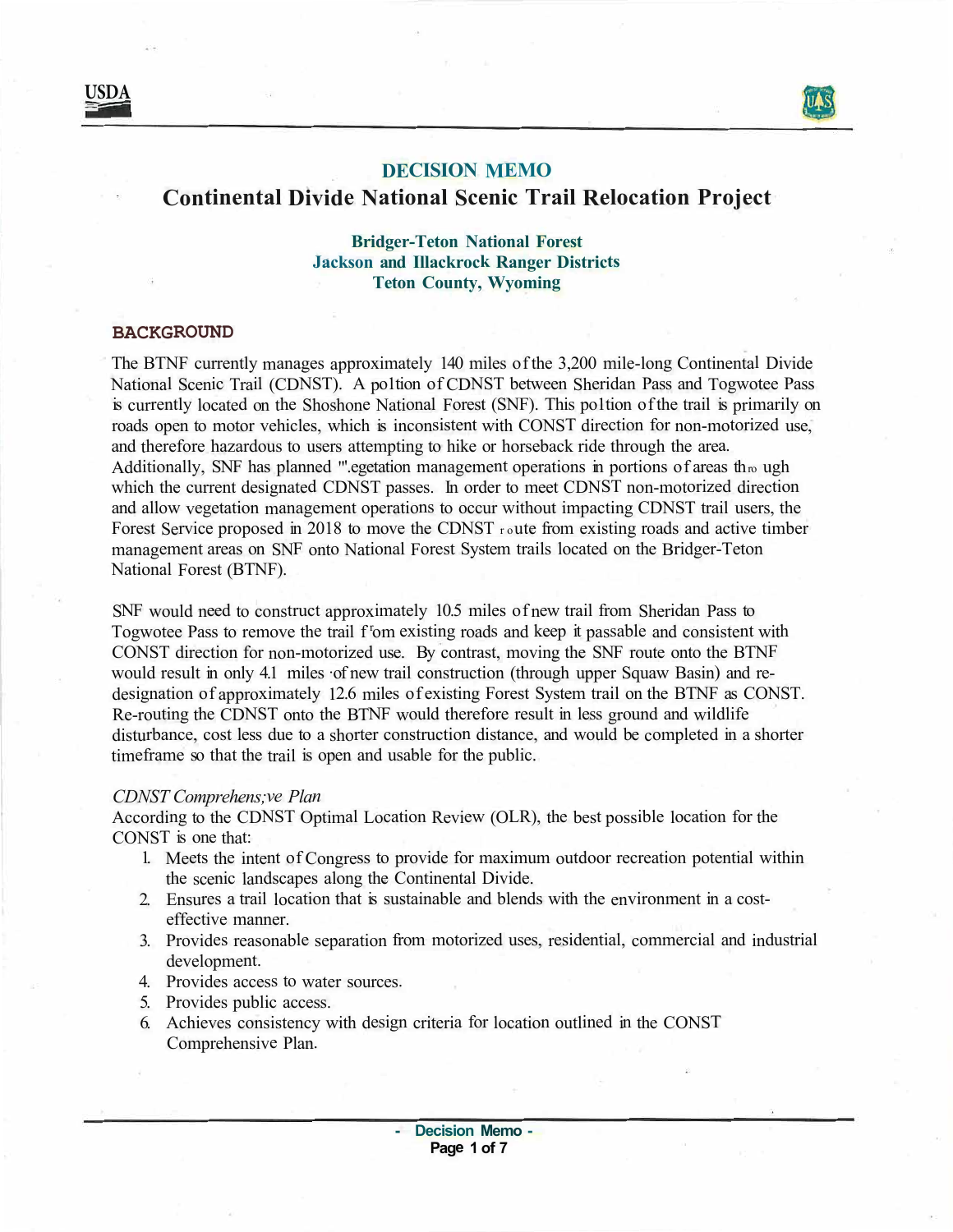# DECISION MEMO

## Continental Divide National Scenic Trail Relocation Project

**Bridger-Teton National Forest**
**Jackson and Illackrock Ranger Districts**
**Teton County, Wyoming**

### BACKGROUND

The BTNF currently manages approximately 140 miles of the 3,200 mile-long Continental Divide National Scenic Trail (CDNST). A poltion of CDNST between Sheridan Pass and Togwotee Pass is currently located on the Shoshone National Forest (SNF). This poltion of the trail is primarily on roads open to motor vehicles, which is inconsistent with CONST direction for non-motorized use, and therefore hazardous to users attempting to hike or horseback ride through the area. Additionally, SNF has planned "'.egetation management operations in portions of areas thro ugh which the current designated CDNST passes. In order to meet CDNST non-motorized direction and allow vegetation management operations to occur without impacting CDNST trail users, the Forest Service proposed in 2018 to move the CDNST route from existing roads and active timber management areas on SNF onto National Forest System trails located on the Bridger-Teton National Forest (BTNF).

SNF would need to construct approximately 10.5 miles of new trail from Sheridan Pass to Togwotee Pass to remove the trail f'om existing roads and keep it passable and consistent with CONST direction for non-motorized use. By contrast, moving the SNF route onto the BTNF would result in only 4.1 miles of new trail construction (through upper Squaw Basin) and re-designation of approximately 12.6 miles of existing Forest System trail on the BTNF as CONST. Re-routing the CDNST onto the BTNF would therefore result in less ground and wildlife disturbance, cost less due to a shorter construction distance, and would be completed in a shorter timeframe so that the trail is open and usable for the public.

*CDNST Comprehens;ve Plan*

According to the CDNST Optimal Location Review (OLR), the best possible location for the CONST is one that:

1. Meets the intent of Congress to provide for maximum outdoor recreation potential within the scenic landscapes along the Continental Divide.
2. Ensures a trail location that is sustainable and blends with the environment in a cost-effective manner.
3. Provides reasonable separation from motorized uses, residential, commercial and industrial development.
4. Provides access to water sources.
5. Provides public access.
6. Achieves consistency with design criteria for location outlined in the CONST Comprehensive Plan.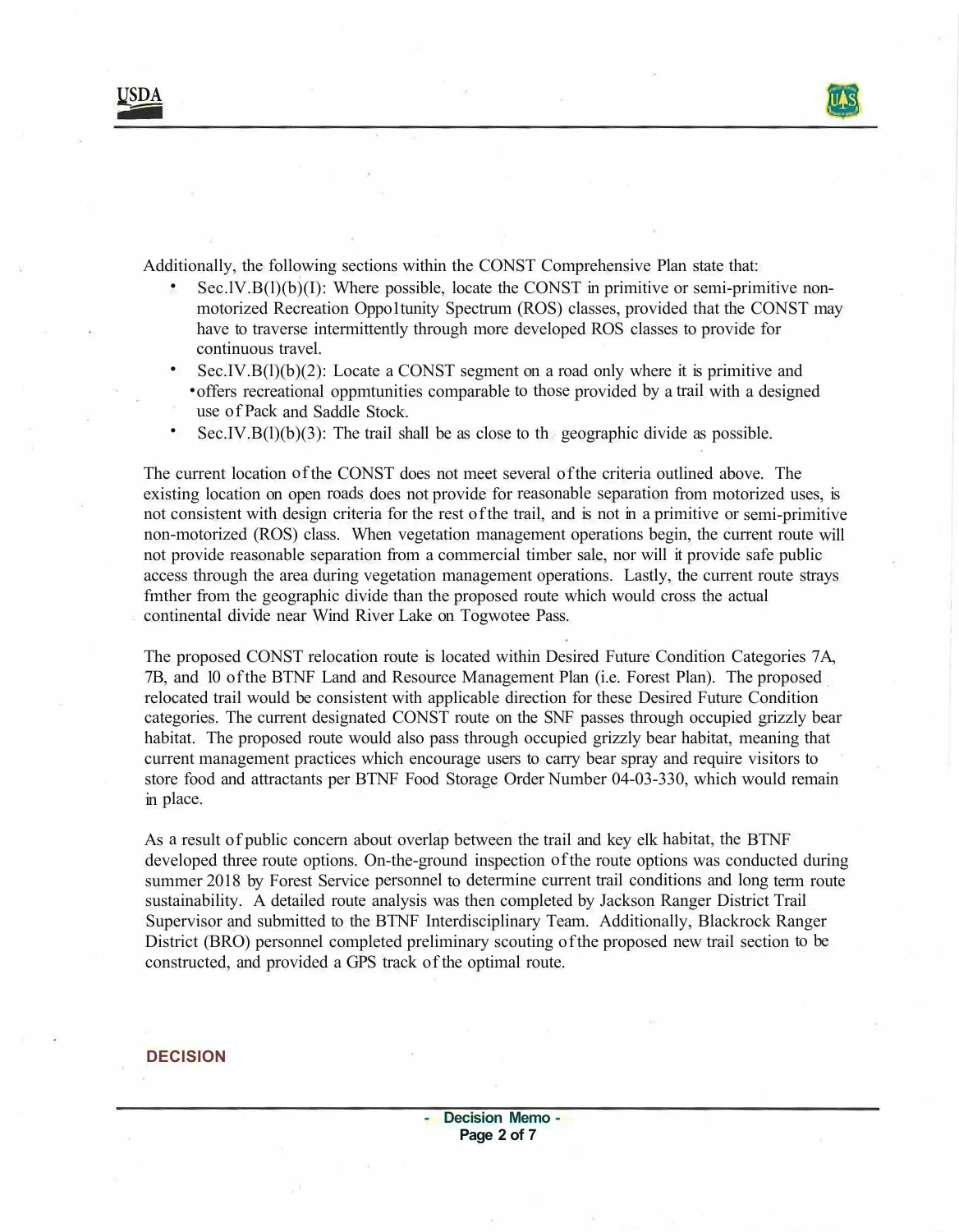Additionally, the following sections within the CONST Comprehensive Plan state that:

- Sec.IV.B(l)(b)(I): Where possible, locate the CONST in primitive or semi-primitive non-motorized Recreation Oppoltunity Spectrum (ROS) classes, provided that the CONST may have to traverse intermittently through more developed ROS classes to provide for continuous travel.
- Sec.IV.B(l)(b)(2): Locate a CONST segment on a road only where it is primitive and offers recreational oppmtunities comparable to those provided by a trail with a designed use of Pack and Saddle Stock.
- Sec.IV.B(l)(b)(3): The trail shall be as close to th geographic divide as possible.

The current location of the CONST does not meet several of the criteria outlined above. The existing location on open roads does not provide for reasonable separation from motorized uses, is not consistent with design criteria for the rest of the trail, and is not in a primitive or semi-primitive non-motorized (ROS) class. When vegetation management operations begin, the current route will not provide reasonable separation from a commercial timber sale, nor will it provide safe public access through the area during vegetation management operations. Lastly, the current route strays fmther from the geographic divide than the proposed route which would cross the actual continental divide near Wind River Lake on Togwotee Pass.

The proposed CONST relocation route is located within Desired Future Condition Categories 7A, 7B, and 10 of the BTNF Land and Resource Management Plan (i.e. Forest Plan). The proposed relocated trail would be consistent with applicable direction for these Desired Future Condition categories. The current designated CONST route on the SNF passes through occupied grizzly bear habitat. The proposed route would also pass through occupied grizzly bear habitat, meaning that current management practices which encourage users to carry bear spray and require visitors to store food and attractants per BTNF Food Storage Order Number 04-03-330, which would remain in place.

As a result of public concern about overlap between the trail and key elk habitat, the BTNF developed three route options. On-the-ground inspection of the route options was conducted during summer 2018 by Forest Service personnel to determine current trail conditions and long term route sustainability. A detailed route analysis was then completed by Jackson Ranger District Trail Supervisor and submitted to the BTNF Interdisciplinary Team. Additionally, Blackrock Ranger District (BRO) personnel completed preliminary scouting of the proposed new trail section to be constructed, and provided a GPS track of the optimal route.

## DECISION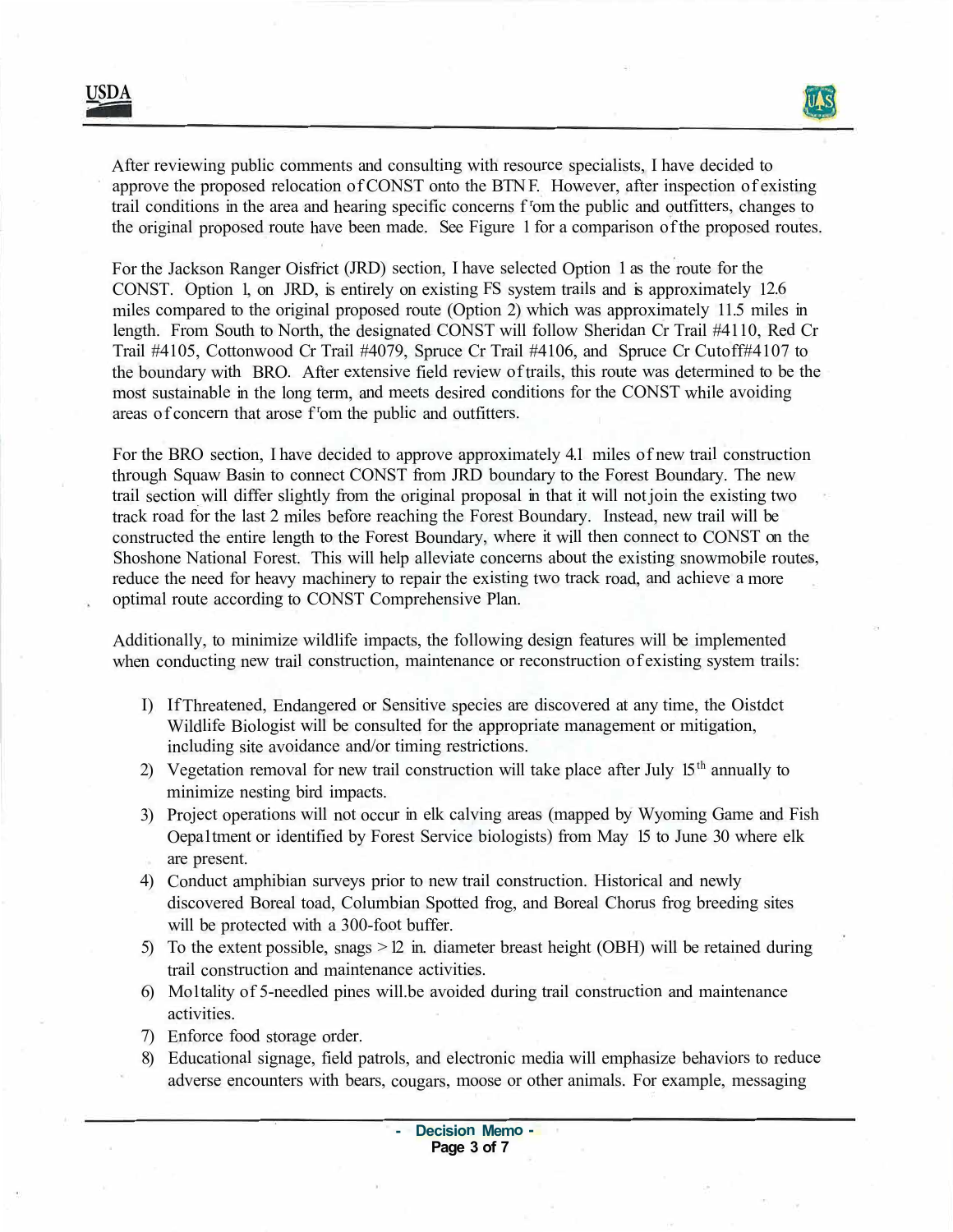After reviewing public comments and consulting with resource specialists, I have decided to approve the proposed relocation of CONST onto the BTNF. However, after inspection of existing trail conditions in the area and hearing specific concerns from the public and outfitters, changes to the original proposed route have been made. See Figure 1 for a comparison of the proposed routes.

For the Jackson Ranger District (JRD) section, I have selected Option 1 as the route for the CONST. Option 1, on JRD, is entirely on existing FS system trails and is approximately 12.6 miles compared to the original proposed route (Option 2) which was approximately 11.5 miles in length. From South to North, the designated CONST will follow Sheridan Cr Trail #4110, Red Cr Trail #4105, Cottonwood Cr Trail #4079, Spruce Cr Trail #4106, and Spruce Cr Cutoff #4107 to the boundary with BRO. After extensive field review of trails, this route was determined to be the most sustainable in the long term, and meets desired conditions for the CONST while avoiding areas of concern that arose from the public and outfitters.

For the BRO section, I have decided to approve approximately 4.1 miles of new trail construction through Squaw Basin to connect CONST from JRD boundary to the Forest Boundary. The new trail section will differ slightly from the original proposal in that it will not join the existing two track road for the last 2 miles before reaching the Forest Boundary. Instead, new trail will be constructed the entire length to the Forest Boundary, where it will then connect to CONST on the Shoshone National Forest. This will help alleviate concerns about the existing snowmobile routes, reduce the need for heavy machinery to repair the existing two track road, and achieve a more optimal route according to CONST Comprehensive Plan.

Additionally, to minimize wildlife impacts, the following design features will be implemented when conducting new trail construction, maintenance or reconstruction of existing system trails:

1) If Threatened, Endangered or Sensitive species are discovered at any time, the District Wildlife Biologist will be consulted for the appropriate management or mitigation, including site avoidance and/or timing restrictions.
2) Vegetation removal for new trail construction will take place after July 15th annually to minimize nesting bird impacts.
3) Project operations will not occur in elk calving areas (mapped by Wyoming Game and Fish Department or identified by Forest Service biologists) from May 15 to June 30 where elk are present.
4) Conduct amphibian surveys prior to new trail construction. Historical and newly discovered Boreal toad, Columbian Spotted frog, and Boreal Chorus frog breeding sites will be protected with a 300-foot buffer.
5) To the extent possible, snags > 12 in. diameter breast height (DBH) will be retained during trail construction and maintenance activities.
6) Mortality of 5-needled pines will be avoided during trail construction and maintenance activities.
7) Enforce food storage order.
8) Educational signage, field patrols, and electronic media will emphasize behaviors to reduce adverse encounters with bears, cougars, moose or other animals. For example, messaging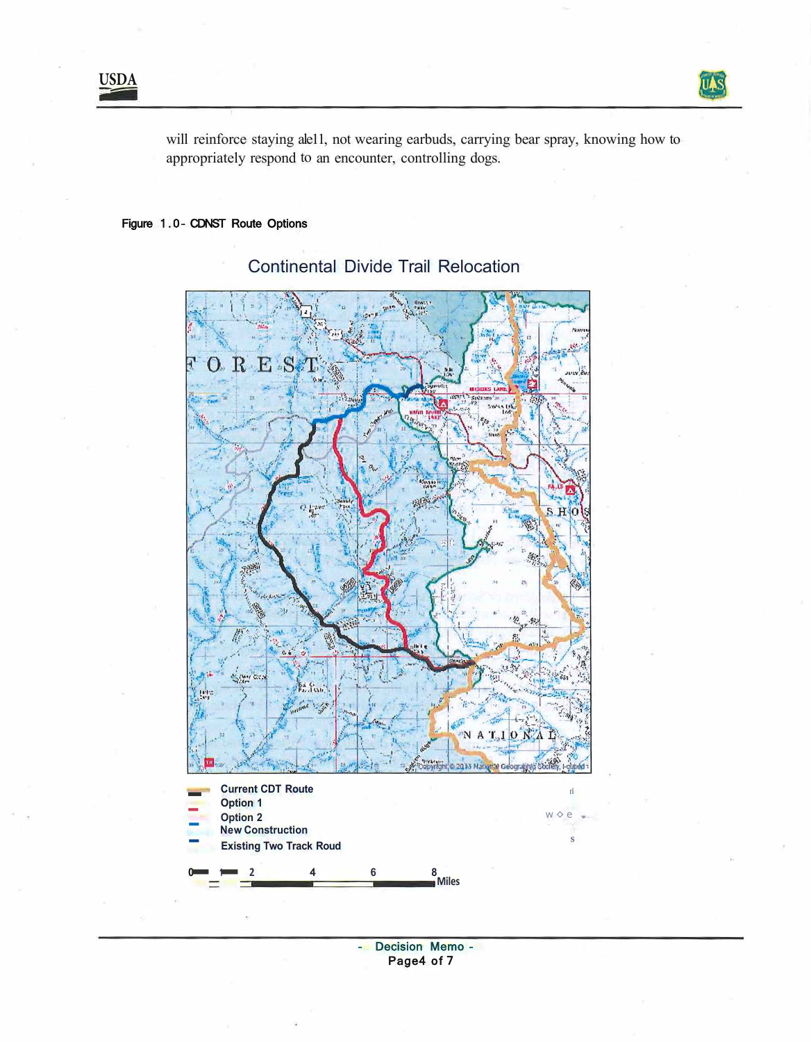will reinforce staying ale11, not wearing earbuds, carrying bear spray, knowing how to appropriately respond to an encounter, controlling dogs.

**Figure 1.0 - CDNST Route Options**

Continental Divide Trail Relocation

Current CDT Route
Option 1
Option 2
New Construction
Existing Two Track Roud

0 1 2 4 6 8 Miles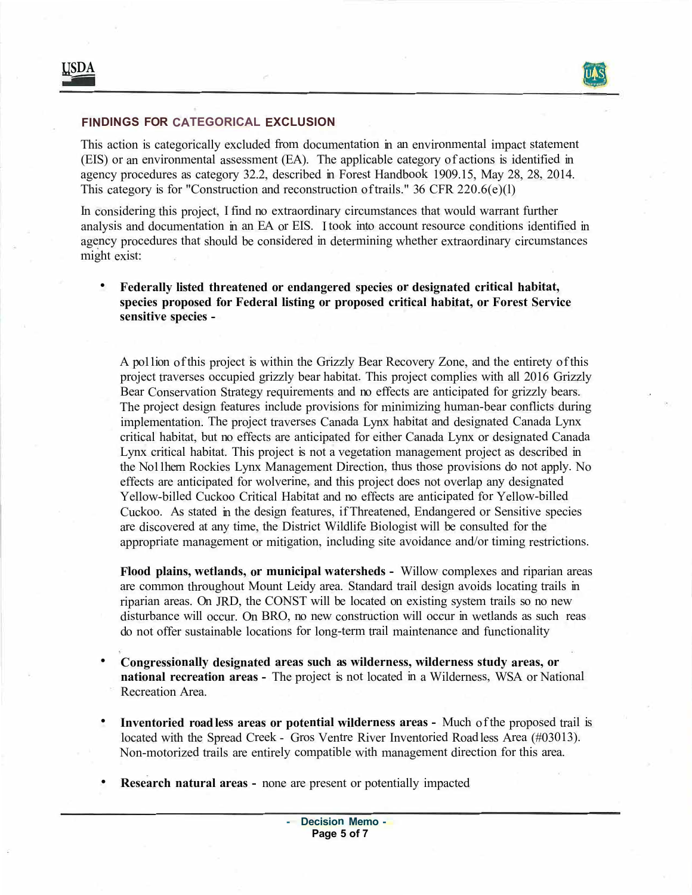## FINDINGS FOR CATEGORICAL EXCLUSION

This action is categorically excluded from documentation in an environmental impact statement (EIS) or an environmental assessment (EA). The applicable category of actions is identified in agency procedures as category 32.2, described in Forest Handbook 1909.15, May 28, 28, 2014. This category is for "Construction and reconstruction of trails." 36 CFR 220.6(e)(1)

In considering this project, I find no extraordinary circumstances that would warrant further analysis and documentation in an EA or EIS. I took into account resource conditions identified in agency procedures that should be considered in determining whether extraordinary circumstances might exist:

- **Federally listed threatened or endangered species or designated critical habitat, species proposed for Federal listing or proposed critical habitat, or Forest Service sensitive species -**

  A pol lion of this project is within the Grizzly Bear Recovery Zone, and the entirety of this project traverses occupied grizzly bear habitat. This project complies with all 2016 Grizzly Bear Conservation Strategy requirements and no effects are anticipated for grizzly bears. The project design features include provisions for minimizing human-bear conflicts during implementation. The project traverses Canada Lynx habitat and designated Canada Lynx critical habitat, but no effects are anticipated for either Canada Lynx or designated Canada Lynx critical habitat. This project is not a vegetation management project as described in the Nol lhem Rockies Lynx Management Direction, thus those provisions do not apply. No effects are anticipated for wolverine, and this project does not overlap any designated Yellow-billed Cuckoo Critical Habitat and no effects are anticipated for Yellow-billed Cuckoo. As stated in the design features, if Threatened, Endangered or Sensitive species are discovered at any time, the District Wildlife Biologist will be consulted for the appropriate management or mitigation, including site avoidance and/or timing restrictions.

  **Flood plains, wetlands, or municipal watersheds -** Willow complexes and riparian areas are common throughout Mount Leidy area. Standard trail design avoids locating trails in riparian areas. On JRD, the CONST will be located on existing system trails so no new disturbance will occur. On BRO, no new construction will occur in wetlands as such reas do not offer sustainable locations for long-term trail maintenance and functionality

- **Congressionally designated areas such as wilderness, wilderness study areas, or national recreation areas -** The project is not located in a Wilderness, WSA or National Recreation Area.

- **Inventoried roadless areas or potential wilderness areas -** Much of the proposed trail is located with the Spread Creek - Gros Ventre River Inventoried Roadless Area (#03013). Non-motorized trails are entirely compatible with management direction for this area.

- **Research natural areas -** none are present or potentially impacted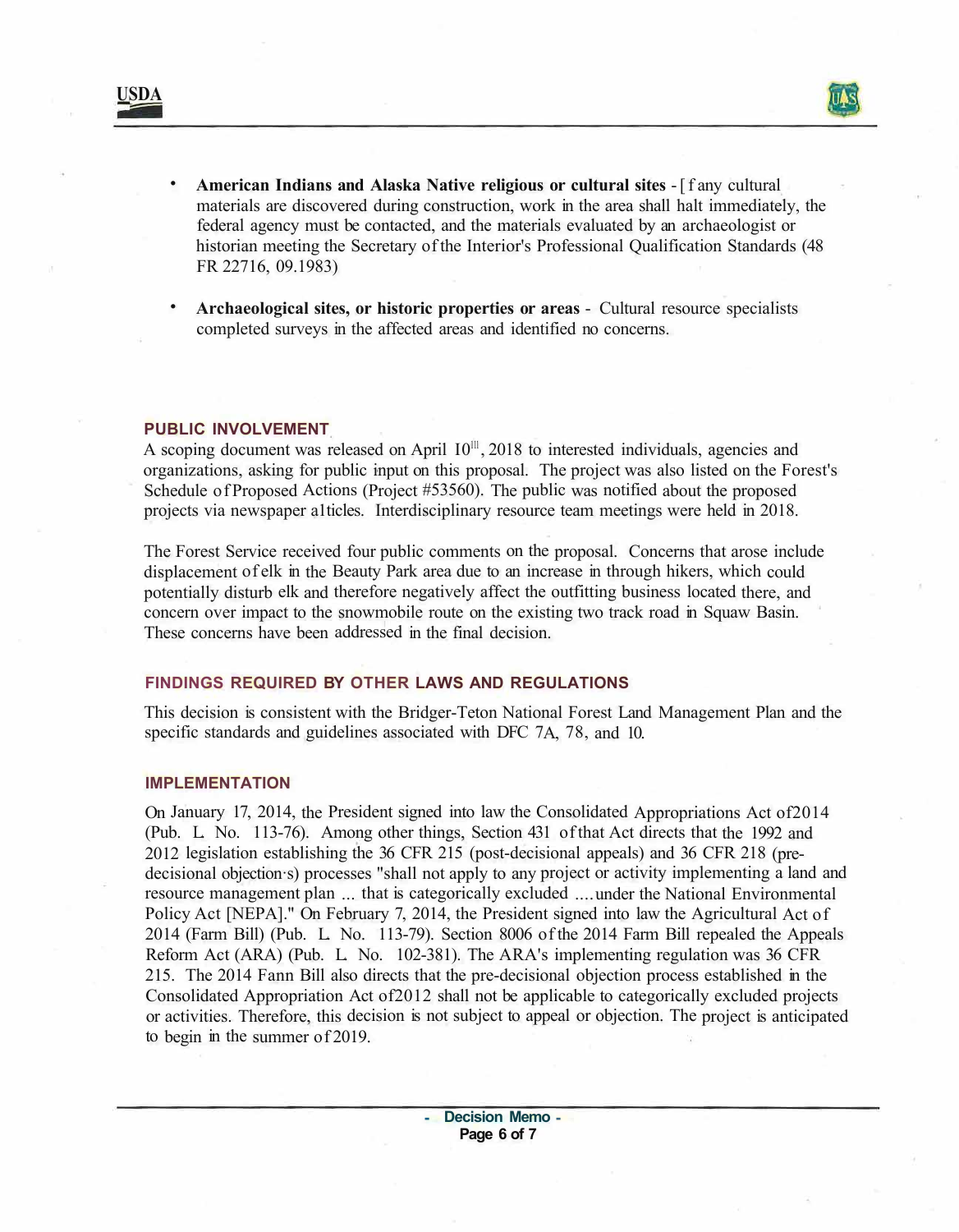- **American Indians and Alaska Native religious or cultural sites** - [ f any cultural materials are discovered during construction, work in the area shall halt immediately, the federal agency must be contacted, and the materials evaluated by an archaeologist or historian meeting the Secretary of the Interior's Professional Qualification Standards (48 FR 22716, 09.1983)

- **Archaeological sites, or historic properties or areas** - Cultural resource specialists completed surveys in the affected areas and identified no concerns.

## PUBLIC INVOLVEMENT

A scoping document was released on April 10th, 2018 to interested individuals, agencies and organizations, asking for public input on this proposal. The project was also listed on the Forest's Schedule of Proposed Actions (Project #53560). The public was notified about the proposed projects via newspaper a1ticles. Interdisciplinary resource team meetings were held in 2018.

The Forest Service received four public comments on the proposal. Concerns that arose include displacement of elk in the Beauty Park area due to an increase in through hikers, which could potentially disturb elk and therefore negatively affect the outfitting business located there, and concern over impact to the snowmobile route on the existing two track road in Squaw Basin. These concerns have been addressed in the final decision.

## FINDINGS REQUIRED BY OTHER LAWS AND REGULATIONS

This decision is consistent with the Bridger-Teton National Forest Land Management Plan and the specific standards and guidelines associated with DFC 7A, 78, and 10.

## IMPLEMENTATION

On January 17, 2014, the President signed into law the Consolidated Appropriations Act of2014 (Pub. L. No. 113-76). Among other things, Section 431 of that Act directs that the 1992 and 2012 legislation establishing the 36 CFR 215 (post-decisional appeals) and 36 CFR 218 (pre-decisional objection·s) processes "shall not apply to any project or activity implementing a land and resource management plan ... that is categorically excluded .... under the National Environmental Policy Act [NEPA]." On February 7, 2014, the President signed into law the Agricultural Act of 2014 (Farm Bill) (Pub. L. No. 113-79). Section 8006 of the 2014 Farm Bill repealed the Appeals Reform Act (ARA) (Pub. L. No. 102-381). The ARA's implementing regulation was 36 CFR 215. The 2014 Fann Bill also directs that the pre-decisional objection process established in the Consolidated Appropriation Act of2012 shall not be applicable to categorically excluded projects or activities. Therefore, this decision is not subject to appeal or objection. The project is anticipated to begin in the summer of 2019.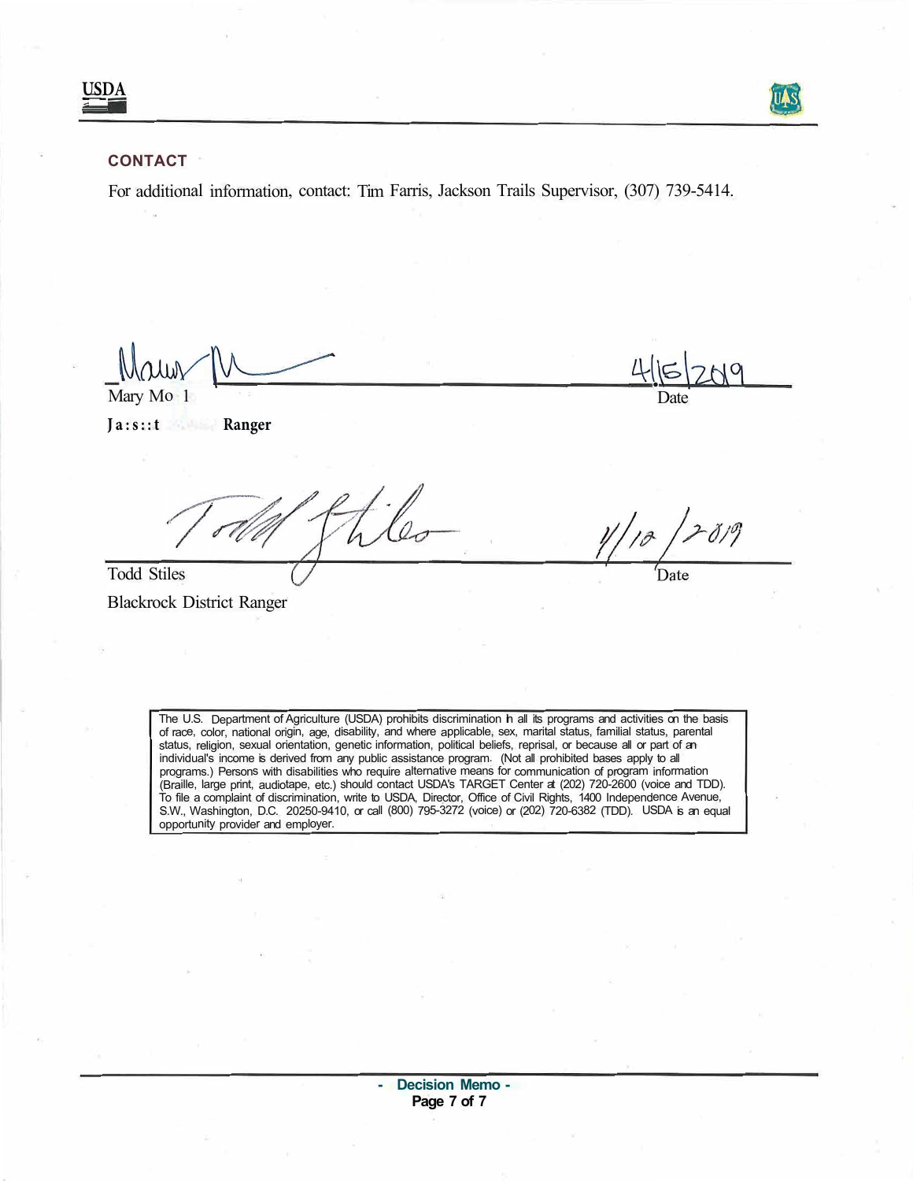## CONTACT

For additional information, contact: Tim Farris, Jackson Trails Supervisor, (307) 739-5414.

Mary Mo 1 — Date: 4/15/2019

Ja:s::t Ranger

Todd Stiles — Date: 4/10/2019

Blackrock District Ranger

The U.S. Department of Agriculture (USDA) prohibits discrimination in all its programs and activities on the basis of race, color, national origin, age, disability, and where applicable, sex, marital status, familial status, parental status, religion, sexual orientation, genetic information, political beliefs, reprisal, or because all or part of an individual's income is derived from any public assistance program. (Not all prohibited bases apply to all programs.) Persons with disabilities who require alternative means for communication of program information (Braille, large print, audiotape, etc.) should contact USDA's TARGET Center at (202) 720-2600 (voice and TDD). To file a complaint of discrimination, write to USDA, Director, Office of Civil Rights, 1400 Independence Avenue, S.W., Washington, D.C. 20250-9410, or call (800) 795-3272 (voice) or (202) 720-6382 (TDD). USDA is an equal opportunity provider and employer.